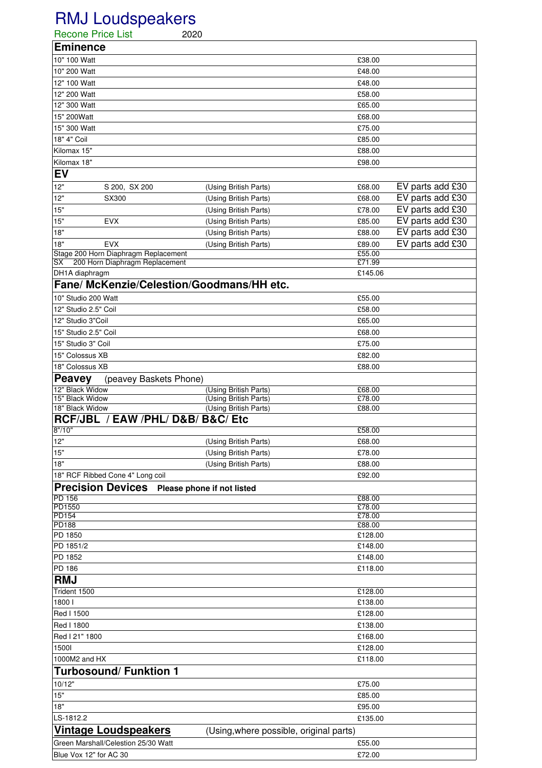# RMJ Loudspeakers

Recone Price List 2020

| Eminence | | | | |
|---|---|---|---|---|
| 10" 100 Watt | | | £38.00 | |
| 10" 200 Watt | | | £48.00 | |
| 12" 100 Watt | | | £48.00 | |
| 12" 200 Watt | | | £58.00 | |
| 12" 300 Watt | | | £65.00 | |
| 15" 200Watt | | | £68.00 | |
| 15" 300 Watt | | | £75.00 | |
| 18" 4" Coil | | | £85.00 | |
| Kilomax 15" | | | £88.00 | |
| Kilomax 18" | | | £98.00 | |
| **EV** | | | | |
| 12" | S 200, SX 200 | (Using British Parts) | £68.00 | EV parts add £30 |
| 12" | SX300 | (Using British Parts) | £68.00 | EV parts add £30 |
| 15" | | (Using British Parts) | £78.00 | EV parts add £30 |
| 15" | EVX | (Using British Parts) | £85.00 | EV parts add £30 |
| 18" | | (Using British Parts) | £88.00 | EV parts add £30 |
| 18" | EVX | (Using British Parts) | £89.00 | EV parts add £30 |
| Stage 200 Horn Diaphragm Replacement | | | £55.00 | |
| SX 200 Horn Diaphragm Replacement | | | £71.99 | |
| DH1A diaphragm | | | £145.06 | |
| **Fane/ McKenzie/Celestion/Goodmans/HH etc.** | | | | |
| 10" Studio 200 Watt | | | £55.00 | |
| 12" Studio 2.5" Coil | | | £58.00 | |
| 12" Studio 3"Coil | | | £65.00 | |
| 15" Studio 2.5" Coil | | | £68.00 | |
| 15" Studio 3" Coil | | | £75.00 | |
| 15" Colossus XB | | | £82.00 | |
| 18" Colossus XB | | | £88.00 | |
| **Peavey** (peavey Baskets Phone) | | | | |
| 12" Black Widow | | (Using British Parts) | £68.00 | |
| 15" Black Widow | | (Using British Parts) | £78.00 | |
| 18" Black Widow | | (Using British Parts) | £88.00 | |
| **RCF/JBL / EAW /PHL/ D&B/ B&C/ Etc** | | | | |
| 8"/10" | | | £58.00 | |
| 12" | | (Using British Parts) | £68.00 | |
| 15" | | (Using British Parts) | £78.00 | |
| 18" | | (Using British Parts) | £88.00 | |
| 18" RCF Ribbed Cone 4" Long coil | | | £92.00 | |
| **Precision Devices** Please phone if not listed | | | | |
| PD 156 | | | £88.00 | |
| PD1550 | | | £78.00 | |
| PD154 | | | £78.00 | |
| PD188 | | | £88.00 | |
| PD 1850 | | | £128.00 | |
| PD 1851/2 | | | £148.00 | |
| PD 1852 | | | £148.00 | |
| PD 186 | | | £118.00 | |
| **RMJ** | | | | |
| Trident 1500 | | | £128.00 | |
| 1800 I | | | £138.00 | |
| Red I 1500 | | | £128.00 | |
| Red I 1800 | | | £138.00 | |
| Red I 21" 1800 | | | £168.00 | |
| 1500I | | | £128.00 | |
| 1000M2 and HX | | | £118.00 | |
| **Turbosound/ Funktion 1** | | | | |
| 10/12" | | | £75.00 | |
| 15" | | | £85.00 | |
| 18" | | | £95.00 | |
| LS-1812.2 | | | £135.00 | |
| **Vintage Loudspeakers** | | (Using,where possible, original parts) | | |
| Green Marshall/Celestion 25/30 Watt | | | £55.00 | |
| Blue Vox 12" for AC 30 | | | £72.00 | |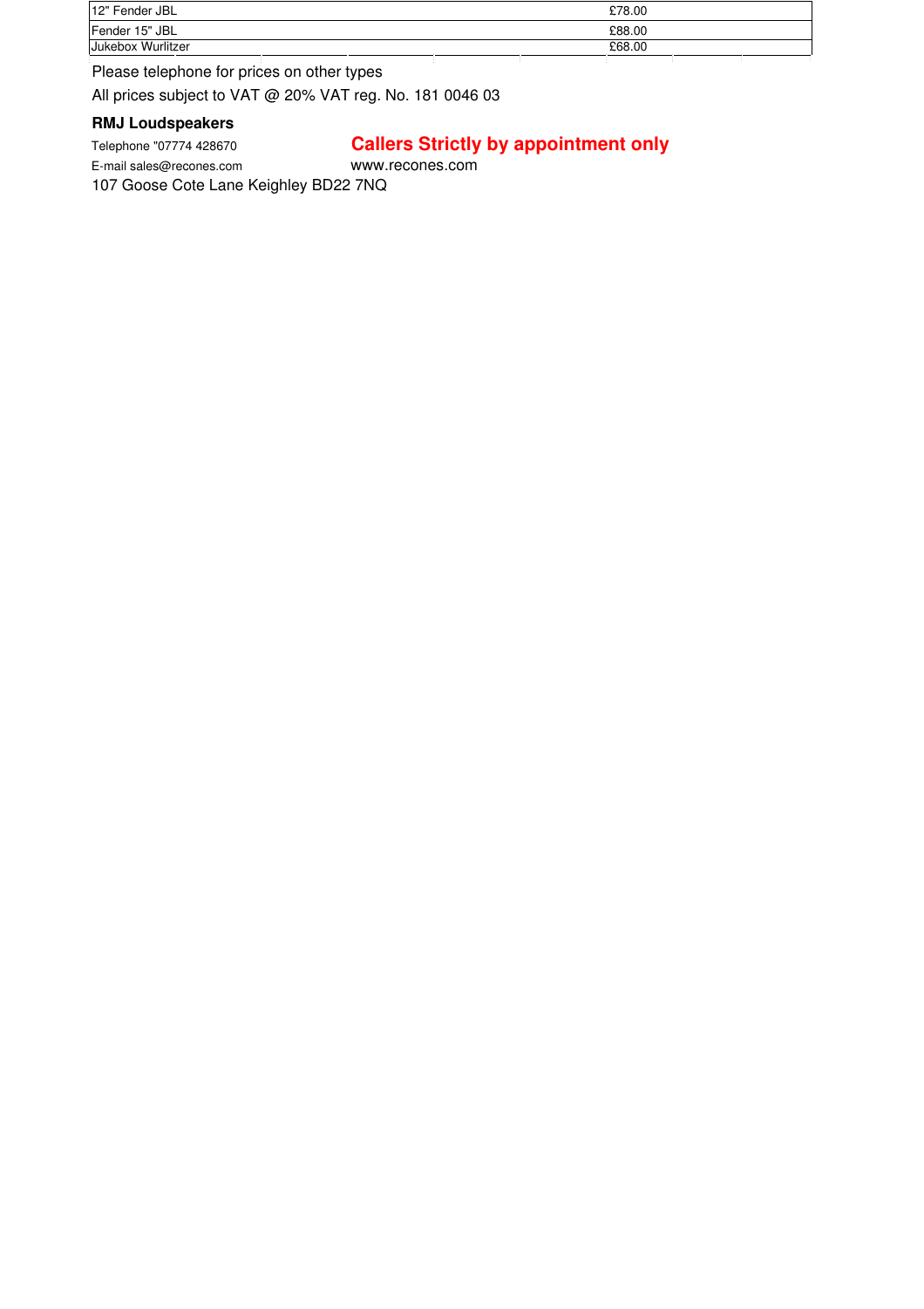| | |
|---|---|
| 12" Fender JBL | £78.00 |
| Fender 15" JBL | £88.00 |
| Jukebox Wurlitzer | £68.00 |

Please telephone for prices on other types

All prices subject to VAT @ 20% VAT reg. No. 181 0046 03

**RMJ Loudspeakers**

Telephone "07774 428670

**Callers Strictly by appointment only**

E-mail sales@recones.com

www.recones.com

107 Goose Cote Lane Keighley BD22 7NQ